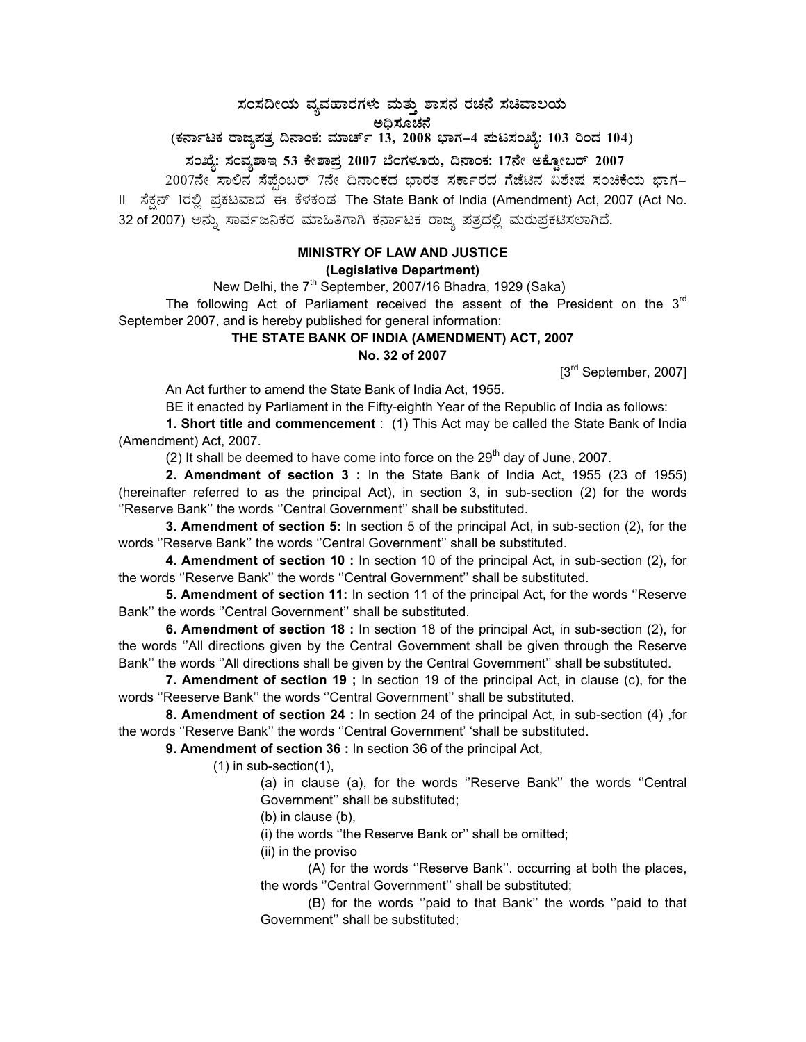# ಸಂಸದೀಯ ವ್ಯವಹಾರಗಳು ಮತ್ತು ಶಾಸನ ರಚನೆ ಸಚಿವಾಲಯ

**ಅಧಿಸೂಚನೆ**

**(ಕರ್ನಾಟಕ ರಾಜ್ಯಪತ್ರ ದಿನಾಂಕ: ಮಾರ್ಚ್ 13, 2008 ಭಾಗ–4 ಪುಟಸಂಖ್ಯೆ: 103 ರಿಂದ 104)**

**ಸಂಖ್ಯೆ: ಸಂವ್ಯಶಾಇ 53 ಕೇಶಾಪ್ರ 2007 ಬೆಂಗಳೂರು, ದಿನಾಂಕ: 17ನೇ ಅಕ್ಟೋಬರ್ 2007**

2007ನೇ ಸಾಲಿನ ಸೆಪ್ಟೆಂಬರ್ 7ನೇ ದಿನಾಂಕದ ಭಾರತ ಸರ್ಕಾರದ ಗೆಜೆಟಿನ ವಿಶೇಷ ಸಂಚಿಕೆಯ ಭಾಗ–II ಸೆಕ್ಷನ್ 1ರಲ್ಲಿ ಪ್ರಕಟವಾದ ಈ ಕೆಳಕಂಡ The State Bank of India (Amendment) Act, 2007 (Act No. 32 of 2007) ಅನ್ನು ಸಾರ್ವಜನಿಕರ ಮಾಹಿತಿಗಾಗಿ ಕರ್ನಾಟಕ ರಾಜ್ಯ ಪತ್ರದಲ್ಲಿ ಮರುಪ್ರಕಟಿಸಲಾಗಿದೆ.

**MINISTRY OF LAW AND JUSTICE**
**(Legislative Department)**

New Delhi, the 7th September, 2007/16 Bhadra, 1929 (Saka)

The following Act of Parliament received the assent of the President on the 3rd September 2007, and is hereby published for general information:

**THE STATE BANK OF INDIA (AMENDMENT) ACT, 2007**
**No. 32 of 2007**

[3rd September, 2007]

An Act further to amend the State Bank of India Act, 1955.

BE it enacted by Parliament in the Fifty-eighth Year of the Republic of India as follows:

**1. Short title and commencement** : (1) This Act may be called the State Bank of India (Amendment) Act, 2007.

(2) It shall be deemed to have come into force on the 29th day of June, 2007.

**2. Amendment of section 3 :** In the State Bank of India Act, 1955 (23 of 1955) (hereinafter referred to as the principal Act), in section 3, in sub-section (2) for the words ''Reserve Bank'' the words ''Central Government'' shall be substituted.

**3. Amendment of section 5:** In section 5 of the principal Act, in sub-section (2), for the words ''Reserve Bank'' the words ''Central Government'' shall be substituted.

**4. Amendment of section 10 :** In section 10 of the principal Act, in sub-section (2), for the words ''Reserve Bank'' the words ''Central Government'' shall be substituted.

**5. Amendment of section 11:** In section 11 of the principal Act, for the words ''Reserve Bank'' the words ''Central Government'' shall be substituted.

**6. Amendment of section 18 :** In section 18 of the principal Act, in sub-section (2), for the words ''All directions given by the Central Government shall be given through the Reserve Bank'' the words ''All directions shall be given by the Central Government'' shall be substituted.

**7. Amendment of section 19 ;** In section 19 of the principal Act, in clause (c), for the words ''Reeserve Bank'' the words ''Central Government'' shall be substituted.

**8. Amendment of section 24 :** In section 24 of the principal Act, in sub-section (4) ,for the words ''Reserve Bank'' the words ''Central Government' 'shall be substituted.

**9. Amendment of section 36 :** In section 36 of the principal Act,

(1) in sub-section(1),

(a) in clause (a), for the words ''Reserve Bank'' the words ''Central Government'' shall be substituted;

(b) in clause (b),

(i) the words ''the Reserve Bank or'' shall be omitted;

(ii) in the proviso

(A) for the words ''Reserve Bank''. occurring at both the places, the words ''Central Government'' shall be substituted;

(B) for the words ''paid to that Bank'' the words ''paid to that Government'' shall be substituted;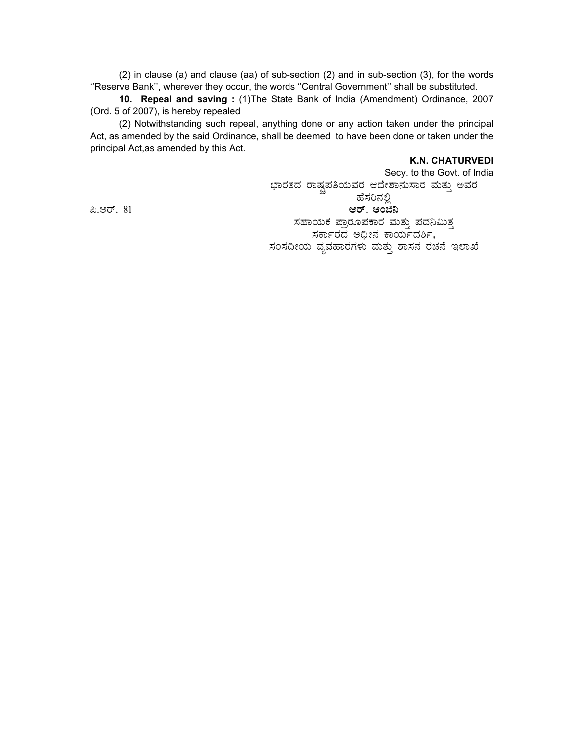(2) in clause (a) and clause (aa) of sub-section (2) and in sub-section (3), for the words ''Reserve Bank'', wherever they occur, the words ''Central Government'' shall be substituted.

**10. Repeal and saving :** (1)The State Bank of India (Amendment) Ordinance, 2007 (Ord. 5 of 2007), is hereby repealed

(2) Notwithstanding such repeal, anything done or any action taken under the principal Act, as amended by the said Ordinance, shall be deemed to have been done or taken under the principal Act,as amended by this Act.

**K.N. CHATURVEDI**
Secy. to the Govt. of India

ಭಾರತದ ರಾಷ್ಟ್ರಪತಿಯವರ ಆದೇಶಾನುಸಾರ ಮತ್ತು ಅವರ ಹೆಸರಿನಲ್ಲಿ

ಪಿ.ಆರ್. 81

**ಆರ್. ಆಂಜನಿ**
ಸಹಾಯಕ ಪ್ರಾರೂಪಕಾರ ಮತ್ತು ಪದನಿಮಿತ್ತ
ಸರ್ಕಾರದ ಅಧೀನ ಕಾರ್ಯದರ್ಶಿ,
ಸಂಸದೀಯ ವ್ಯವಹಾರಗಳು ಮತ್ತು ಶಾಸನ ರಚನೆ ಇಲಾಖೆ